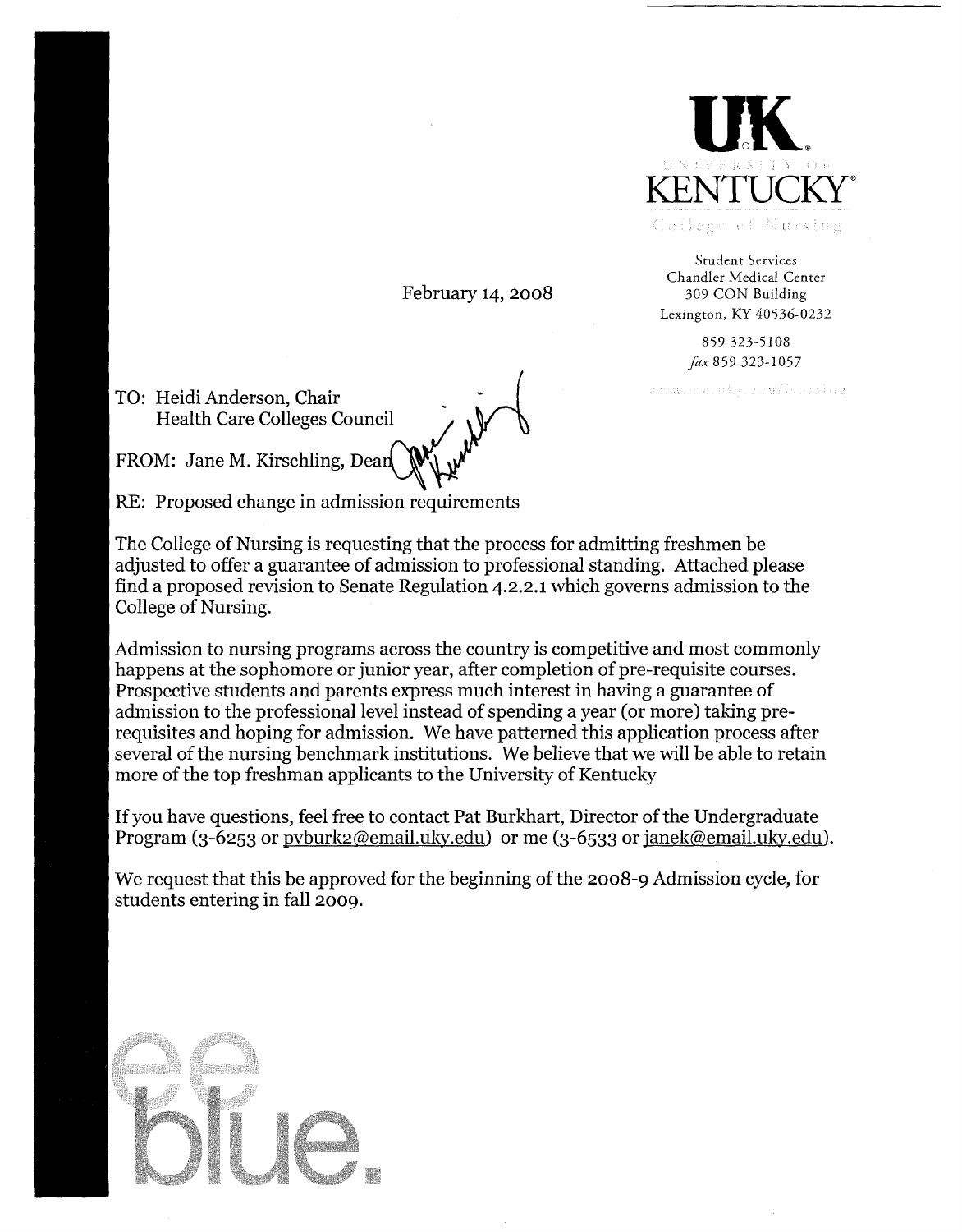**UK**
**UNIVERSITY OF KENTUCKY**
College of Nursing

Student Services
Chandler Medical Center
309 CON Building
Lexington, KY 40536-0232

859 323-5108
*fax* 859 323-1057

www.mc.uky.edu/nursing

February 14, 2008

TO: Heidi Anderson, Chair
Health Care Colleges Council

FROM: Jane M. Kirschling, Dean

RE: Proposed change in admission requirements

The College of Nursing is requesting that the process for admitting freshmen be adjusted to offer a guarantee of admission to professional standing. Attached please find a proposed revision to Senate Regulation 4.2.2.1 which governs admission to the College of Nursing.

Admission to nursing programs across the country is competitive and most commonly happens at the sophomore or junior year, after completion of pre-requisite courses. Prospective students and parents express much interest in having a guarantee of admission to the professional level instead of spending a year (or more) taking pre-requisites and hoping for admission. We have patterned this application process after several of the nursing benchmark institutions. We believe that we will be able to retain more of the top freshman applicants to the University of Kentucky

If you have questions, feel free to contact Pat Burkhart, Director of the Undergraduate Program (3-6253 or pvburk2@email.uky.edu) or me (3-6533 or janek@email.uky.edu).

We request that this be approved for the beginning of the 2008-9 Admission cycle, for students entering in fall 2009.

see blue.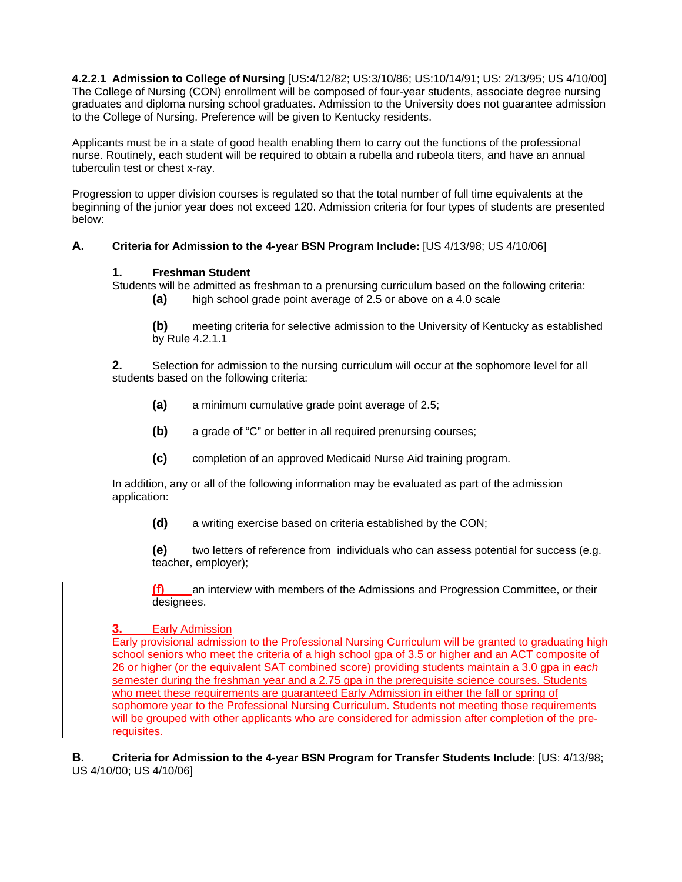**4.2.2.1 Admission to College of Nursing** [US:4/12/82; US:3/10/86; US:10/14/91; US: 2/13/95; US 4/10/00] The College of Nursing (CON) enrollment will be composed of four-year students, associate degree nursing graduates and diploma nursing school graduates. Admission to the University does not guarantee admission to the College of Nursing. Preference will be given to Kentucky residents.

Applicants must be in a state of good health enabling them to carry out the functions of the professional nurse. Routinely, each student will be required to obtain a rubella and rubeola titers, and have an annual tuberculin test or chest x-ray.

Progression to upper division courses is regulated so that the total number of full time equivalents at the beginning of the junior year does not exceed 120. Admission criteria for four types of students are presented below:

**A. Criteria for Admission to the 4-year BSN Program Include:** [US 4/13/98; US 4/10/06]

**1. Freshman Student**

Students will be admitted as freshman to a prenursing curriculum based on the following criteria:

**(a)** high school grade point average of 2.5 or above on a 4.0 scale

**(b)** meeting criteria for selective admission to the University of Kentucky as established by Rule 4.2.1.1

**2.** Selection for admission to the nursing curriculum will occur at the sophomore level for all students based on the following criteria:

**(a)** a minimum cumulative grade point average of 2.5;

**(b)** a grade of "C" or better in all required prenursing courses;

**(c)** completion of an approved Medicaid Nurse Aid training program.

In addition, any or all of the following information may be evaluated as part of the admission application:

**(d)** a writing exercise based on criteria established by the CON;

**(e)** two letters of reference from individuals who can assess potential for success (e.g. teacher, employer);

**(f)** an interview with members of the Admissions and Progression Committee, or their designees.

**3.** Early Admission

Early provisional admission to the Professional Nursing Curriculum will be granted to graduating high school seniors who meet the criteria of a high school gpa of 3.5 or higher and an ACT composite of 26 or higher (or the equivalent SAT combined score) providing students maintain a 3.0 gpa in *each* semester during the freshman year and a 2.75 gpa in the prerequisite science courses. Students who meet these requirements are guaranteed Early Admission in either the fall or spring of sophomore year to the Professional Nursing Curriculum. Students not meeting those requirements will be grouped with other applicants who are considered for admission after completion of the pre-requisites.

**B. Criteria for Admission to the 4-year BSN Program for Transfer Students Include**: [US: 4/13/98; US 4/10/00; US 4/10/06]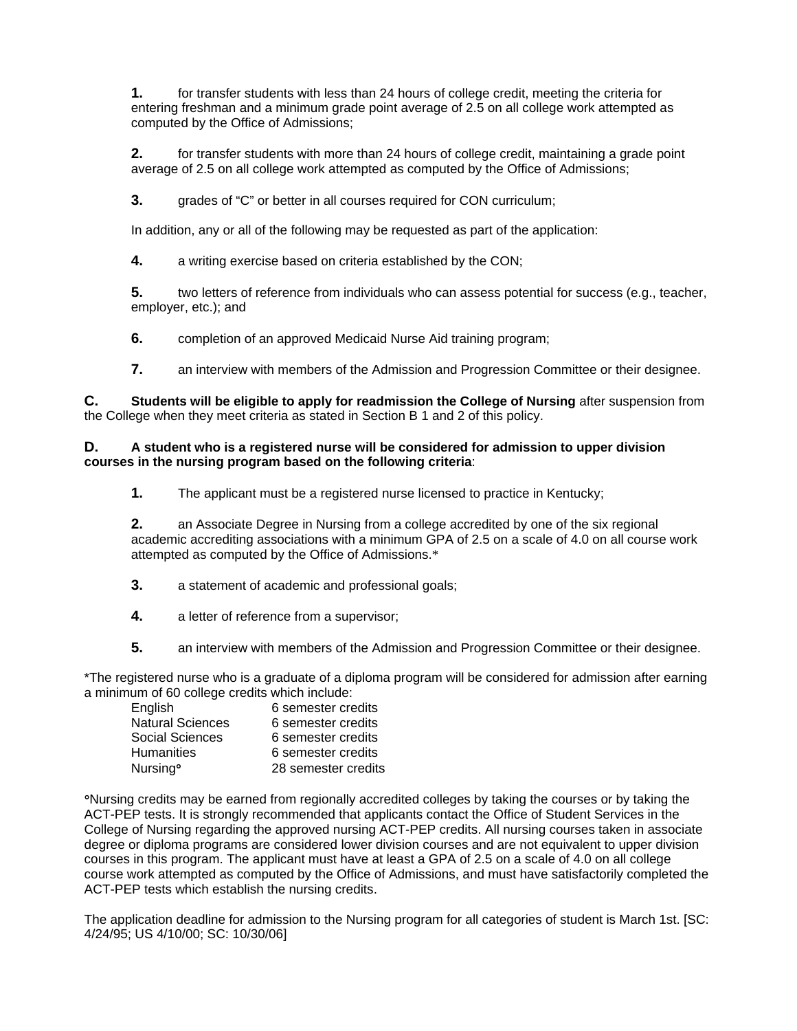**1.** for transfer students with less than 24 hours of college credit, meeting the criteria for entering freshman and a minimum grade point average of 2.5 on all college work attempted as computed by the Office of Admissions;

**2.** for transfer students with more than 24 hours of college credit, maintaining a grade point average of 2.5 on all college work attempted as computed by the Office of Admissions;

**3.** grades of "C" or better in all courses required for CON curriculum;

In addition, any or all of the following may be requested as part of the application:

**4.** a writing exercise based on criteria established by the CON;

**5.** two letters of reference from individuals who can assess potential for success (e.g., teacher, employer, etc.); and

**6.** completion of an approved Medicaid Nurse Aid training program;

**7.** an interview with members of the Admission and Progression Committee or their designee.

**C. Students will be eligible to apply for readmission the College of Nursing** after suspension from the College when they meet criteria as stated in Section B 1 and 2 of this policy.

**D. A student who is a registered nurse will be considered for admission to upper division courses in the nursing program based on the following criteria**:

**1.** The applicant must be a registered nurse licensed to practice in Kentucky;

**2.** an Associate Degree in Nursing from a college accredited by one of the six regional academic accrediting associations with a minimum GPA of 2.5 on a scale of 4.0 on all course work attempted as computed by the Office of Admissions.*

**3.** a statement of academic and professional goals;

**4.** a letter of reference from a supervisor;

**5.** an interview with members of the Admission and Progression Committee or their designee.

*The registered nurse who is a graduate of a diploma program will be considered for admission after earning a minimum of 60 college credits which include:

| | |
|---|---|
| English | 6 semester credits |
| Natural Sciences | 6 semester credits |
| Social Sciences | 6 semester credits |
| Humanities | 6 semester credits |
| Nursing° | 28 semester credits |

°Nursing credits may be earned from regionally accredited colleges by taking the courses or by taking the ACT-PEP tests. It is strongly recommended that applicants contact the Office of Student Services in the College of Nursing regarding the approved nursing ACT-PEP credits. All nursing courses taken in associate degree or diploma programs are considered lower division courses and are not equivalent to upper division courses in this program. The applicant must have at least a GPA of 2.5 on a scale of 4.0 on all college course work attempted as computed by the Office of Admissions, and must have satisfactorily completed the ACT-PEP tests which establish the nursing credits.

The application deadline for admission to the Nursing program for all categories of student is March 1st. [SC: 4/24/95; US 4/10/00; SC: 10/30/06]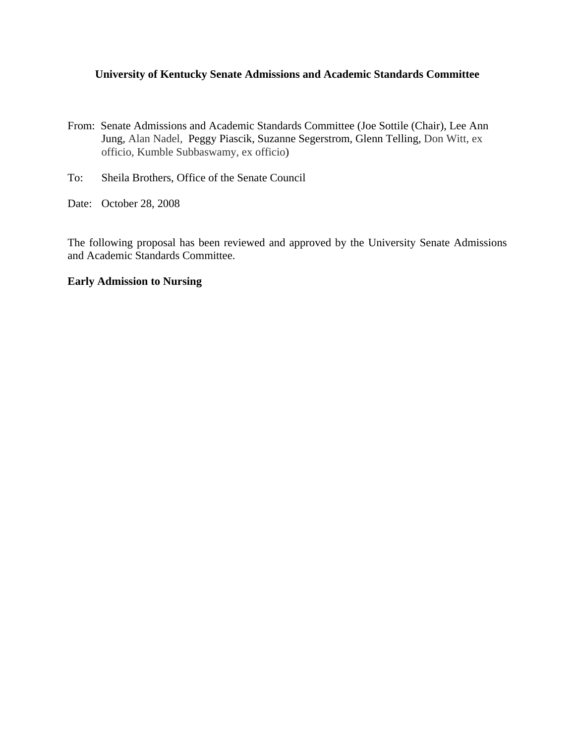**University of Kentucky Senate Admissions and Academic Standards Committee**

From: Senate Admissions and Academic Standards Committee (Joe Sottile (Chair), Lee Ann Jung, Alan Nadel, Peggy Piascik, Suzanne Segerstrom, Glenn Telling, Don Witt, ex officio, Kumble Subbaswamy, ex officio)

To: Sheila Brothers, Office of the Senate Council

Date: October 28, 2008

The following proposal has been reviewed and approved by the University Senate Admissions and Academic Standards Committee.

**Early Admission to Nursing**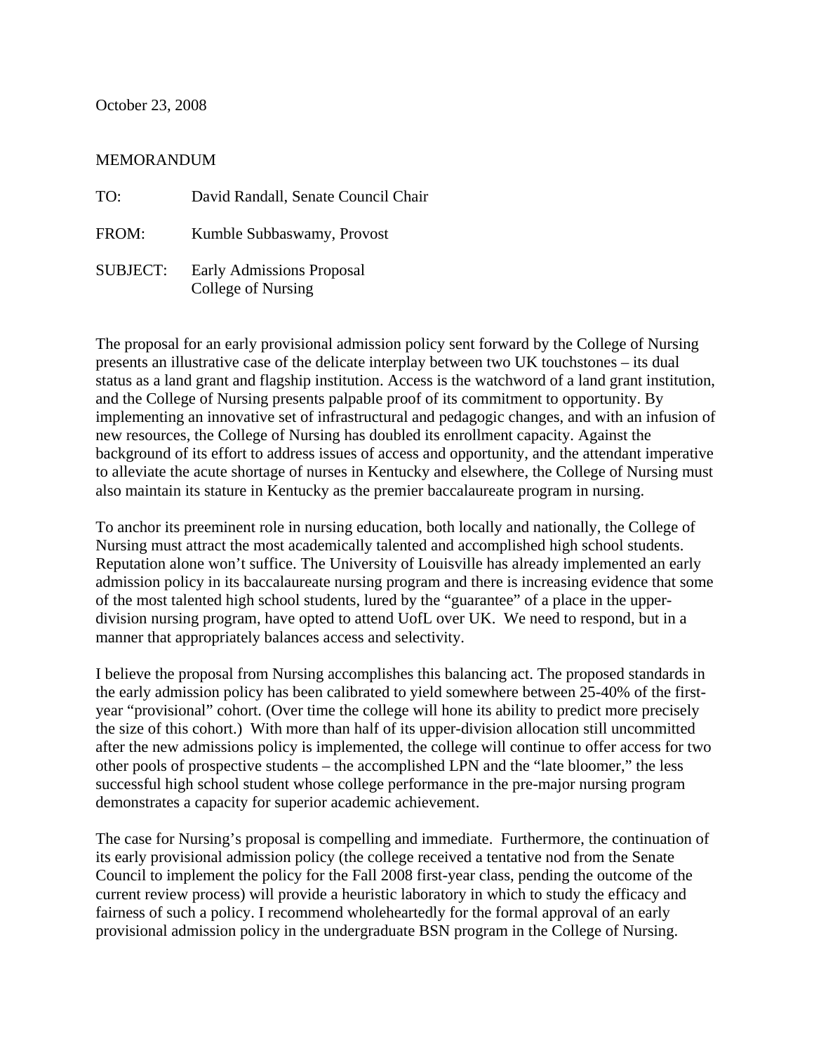October 23, 2008

MEMORANDUM

TO: David Randall, Senate Council Chair

FROM: Kumble Subbaswamy, Provost

SUBJECT: Early Admissions Proposal
College of Nursing

The proposal for an early provisional admission policy sent forward by the College of Nursing presents an illustrative case of the delicate interplay between two UK touchstones – its dual status as a land grant and flagship institution. Access is the watchword of a land grant institution, and the College of Nursing presents palpable proof of its commitment to opportunity. By implementing an innovative set of infrastructural and pedagogic changes, and with an infusion of new resources, the College of Nursing has doubled its enrollment capacity. Against the background of its effort to address issues of access and opportunity, and the attendant imperative to alleviate the acute shortage of nurses in Kentucky and elsewhere, the College of Nursing must also maintain its stature in Kentucky as the premier baccalaureate program in nursing.

To anchor its preeminent role in nursing education, both locally and nationally, the College of Nursing must attract the most academically talented and accomplished high school students. Reputation alone won't suffice. The University of Louisville has already implemented an early admission policy in its baccalaureate nursing program and there is increasing evidence that some of the most talented high school students, lured by the "guarantee" of a place in the upper-division nursing program, have opted to attend UofL over UK. We need to respond, but in a manner that appropriately balances access and selectivity.

I believe the proposal from Nursing accomplishes this balancing act. The proposed standards in the early admission policy has been calibrated to yield somewhere between 25-40% of the first-year "provisional" cohort. (Over time the college will hone its ability to predict more precisely the size of this cohort.) With more than half of its upper-division allocation still uncommitted after the new admissions policy is implemented, the college will continue to offer access for two other pools of prospective students – the accomplished LPN and the "late bloomer," the less successful high school student whose college performance in the pre-major nursing program demonstrates a capacity for superior academic achievement.

The case for Nursing's proposal is compelling and immediate. Furthermore, the continuation of its early provisional admission policy (the college received a tentative nod from the Senate Council to implement the policy for the Fall 2008 first-year class, pending the outcome of the current review process) will provide a heuristic laboratory in which to study the efficacy and fairness of such a policy. I recommend wholeheartedly for the formal approval of an early provisional admission policy in the undergraduate BSN program in the College of Nursing.